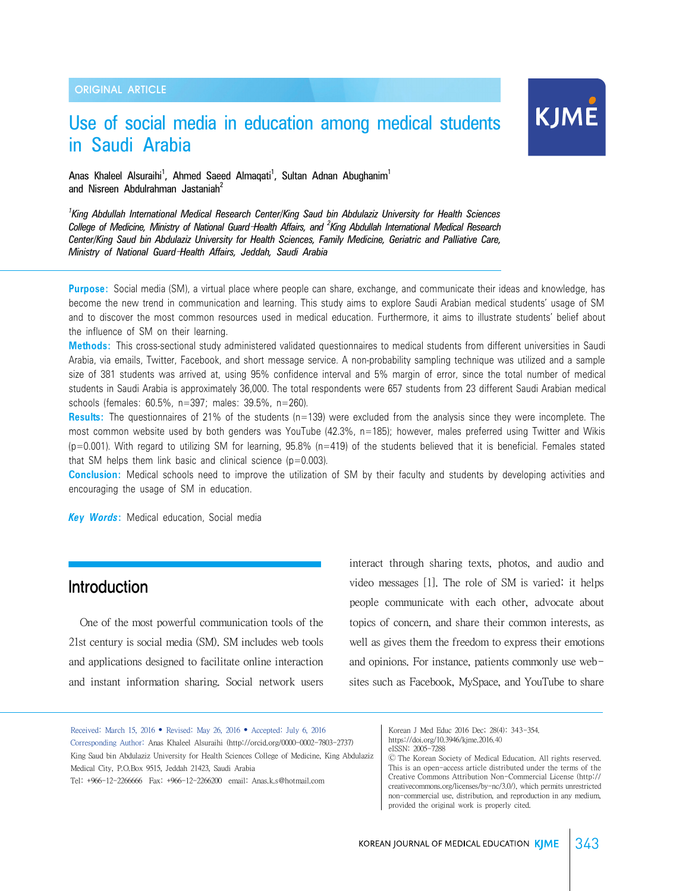ORIGINAL ARTICLE

# Use of social media in education among medical students in Saudi Arabia

Anas Khaleel Alsuraihi[1], Ahmed Saeed Almaqati[1], Sultan Adnan Abughanim[1] and Nisreen Abdulrahman Jastaniah[2]

*[1]King Abdullah International Medical Research Center/King Saud bin Abdulaziz University for Health Sciences College of Medicine, Ministry of National Guard-Health Affairs, and [2]King Abdullah International Medical Research Center/King Saud bin Abdulaziz University for Health Sciences, Family Medicine, Geriatric and Palliative Care, Ministry of National Guard-Health Affairs, Jeddah, Saudi Arabia*

**Purpose:** Social media (SM), a virtual place where people can share, exchange, and communicate their ideas and knowledge, has become the new trend in communication and learning. This study aims to explore Saudi Arabian medical students' usage of SM and to discover the most common resources used in medical education. Furthermore, it aims to illustrate students' belief about the influence of SM on their learning.

**Methods:** This cross-sectional study administered validated questionnaires to medical students from different universities in Saudi Arabia, via emails, Twitter, Facebook, and short message service. A non-probability sampling technique was utilized and a sample size of 381 students was arrived at, using 95% confidence interval and 5% margin of error, since the total number of medical students in Saudi Arabia is approximately 36,000. The total respondents were 657 students from 23 different Saudi Arabian medical schools (females: 60.5%, n=397; males: 39.5%, n=260).

**Results:** The questionnaires of 21% of the students (n=139) were excluded from the analysis since they were incomplete. The most common website used by both genders was YouTube (42.3%, n=185); however, males preferred using Twitter and Wikis ($p=0.001$). With regard to utilizing SM for learning, 95.8% (n=419) of the students believed that it is beneficial. Females stated that SM helps them link basic and clinical science ($p=0.003$).

**Conclusion:** Medical schools need to improve the utilization of SM by their faculty and students by developing activities and encouraging the usage of SM in education.

***Key Words:*** Medical education, Social media

## Introduction

One of the most powerful communication tools of the 21st century is social media (SM). SM includes web tools and applications designed to facilitate online interaction and instant information sharing. Social network users interact through sharing texts, photos, and audio and video messages [1]. The role of SM is varied: it helps people communicate with each other, advocate about topics of concern, and share their common interests, as well as gives them the freedom to express their emotions and opinions. For instance, patients commonly use websites such as Facebook, MySpace, and YouTube to share

Received: March 15, 2016 • Revised: May 26, 2016 • Accepted: July 6, 2016
Corresponding Author: Anas Khaleel Alsuraihi (http://orcid.org/0000-0002-7803-2737)
King Saud bin Abdulaziz University for Health Sciences College of Medicine, King Abdulaziz Medical City, P.O.Box 9515, Jeddah 21423, Saudi Arabia
Tel: +966-12-2266666 Fax: +966-12-2266200 email: Anas.k.s@hotmail.com

Korean J Med Educ 2016 Dec; 28(4): 343-354.
https://doi.org/10.3946/kjme.2016.40
eISSN: 2005-7288
© The Korean Society of Medical Education. All rights reserved.
This is an open-access article distributed under the terms of the Creative Commons Attribution Non-Commercial License (http://creativecommons.org/licenses/by-nc/3.0/), which permits unrestricted non-commercial use, distribution, and reproduction in any medium, provided the original work is properly cited.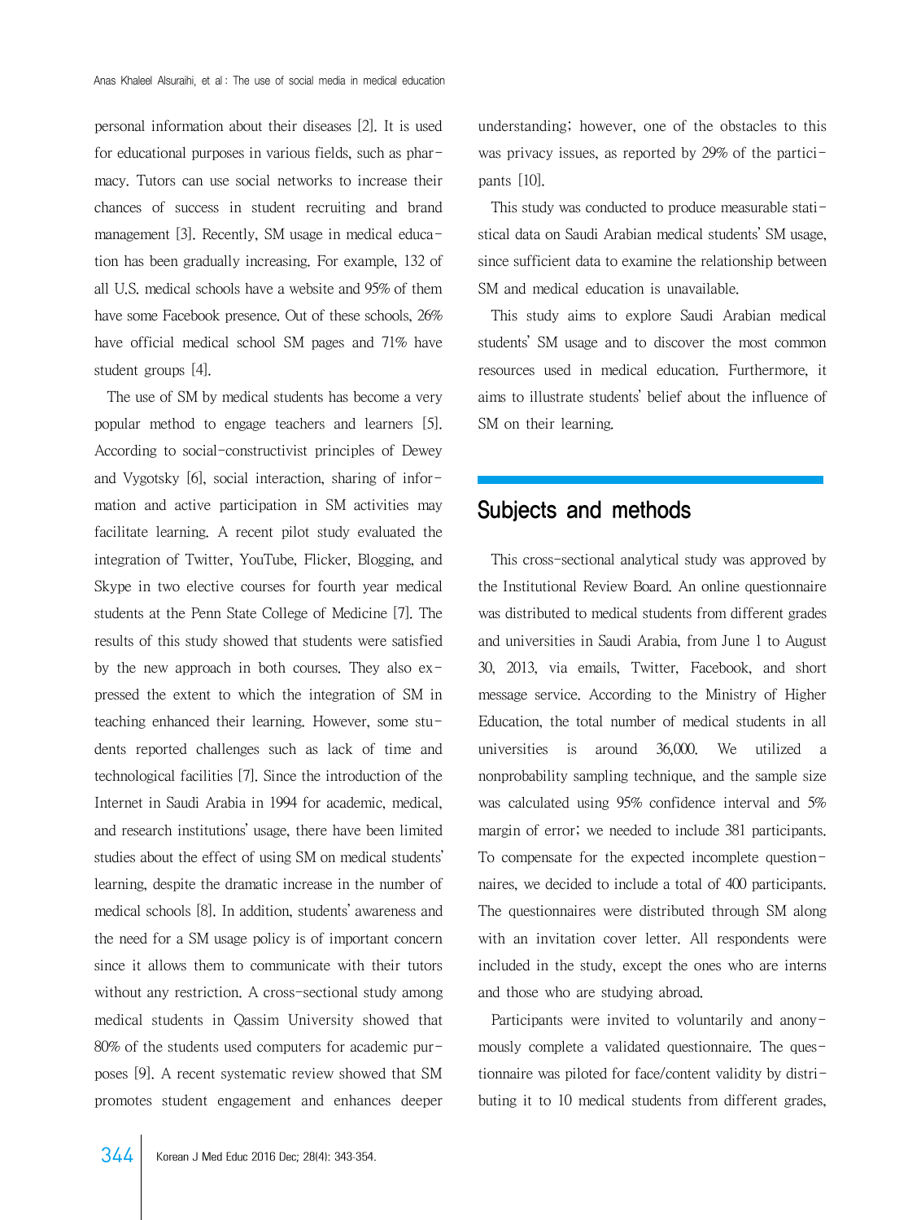personal information about their diseases [2]. It is used for educational purposes in various fields, such as pharmacy. Tutors can use social networks to increase their chances of success in student recruiting and brand management [3]. Recently, SM usage in medical education has been gradually increasing. For example, 132 of all U.S. medical schools have a website and 95% of them have some Facebook presence. Out of these schools, 26% have official medical school SM pages and 71% have student groups [4].

The use of SM by medical students has become a very popular method to engage teachers and learners [5]. According to social-constructivist principles of Dewey and Vygotsky [6], social interaction, sharing of information and active participation in SM activities may facilitate learning. A recent pilot study evaluated the integration of Twitter, YouTube, Flicker, Blogging, and Skype in two elective courses for fourth year medical students at the Penn State College of Medicine [7]. The results of this study showed that students were satisfied by the new approach in both courses. They also expressed the extent to which the integration of SM in teaching enhanced their learning. However, some students reported challenges such as lack of time and technological facilities [7]. Since the introduction of the Internet in Saudi Arabia in 1994 for academic, medical, and research institutions' usage, there have been limited studies about the effect of using SM on medical students' learning, despite the dramatic increase in the number of medical schools [8]. In addition, students' awareness and the need for a SM usage policy is of important concern since it allows them to communicate with their tutors without any restriction. A cross-sectional study among medical students in Qassim University showed that 80% of the students used computers for academic purposes [9]. A recent systematic review showed that SM promotes student engagement and enhances deeper understanding; however, one of the obstacles to this was privacy issues, as reported by 29% of the participants [10].

This study was conducted to produce measurable statistical data on Saudi Arabian medical students' SM usage, since sufficient data to examine the relationship between SM and medical education is unavailable.

This study aims to explore Saudi Arabian medical students' SM usage and to discover the most common resources used in medical education. Furthermore, it aims to illustrate students' belief about the influence of SM on their learning.

## Subjects and methods

This cross-sectional analytical study was approved by the Institutional Review Board. An online questionnaire was distributed to medical students from different grades and universities in Saudi Arabia, from June 1 to August 30, 2013, via emails, Twitter, Facebook, and short message service. According to the Ministry of Higher Education, the total number of medical students in all universities is around 36,000. We utilized a nonprobability sampling technique, and the sample size was calculated using 95% confidence interval and 5% margin of error; we needed to include 381 participants. To compensate for the expected incomplete questionnaires, we decided to include a total of 400 participants. The questionnaires were distributed through SM along with an invitation cover letter. All respondents were included in the study, except the ones who are interns and those who are studying abroad.

Participants were invited to voluntarily and anonymously complete a validated questionnaire. The questionnaire was piloted for face/content validity by distributing it to 10 medical students from different grades,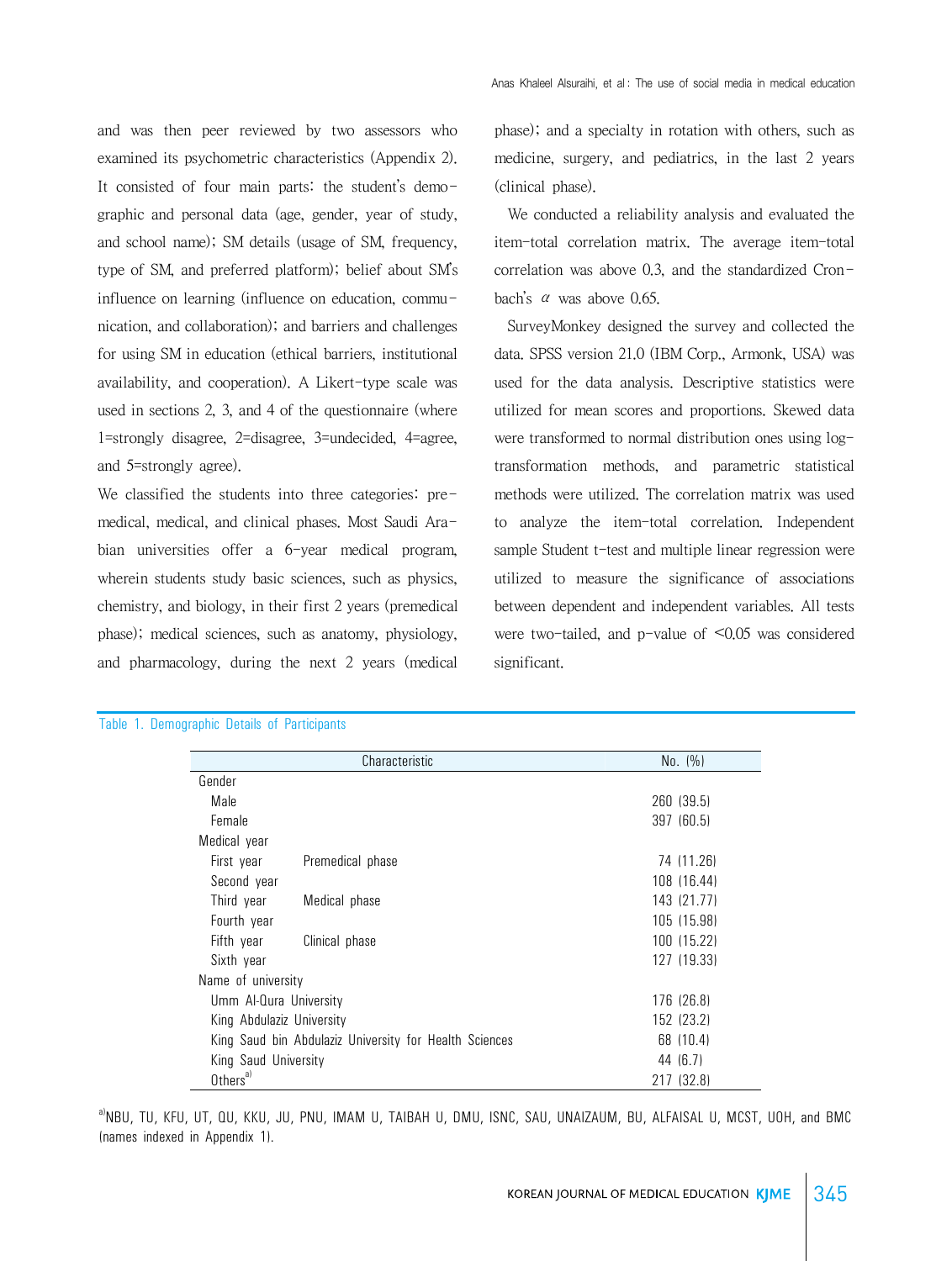and was then peer reviewed by two assessors who examined its psychometric characteristics (Appendix 2). It consisted of four main parts: the student's demographic and personal data (age, gender, year of study, and school name); SM details (usage of SM, frequency, type of SM, and preferred platform); belief about SM's influence on learning (influence on education, communication, and collaboration); and barriers and challenges for using SM in education (ethical barriers, institutional availability, and cooperation). A Likert-type scale was used in sections 2, 3, and 4 of the questionnaire (where 1=strongly disagree, 2=disagree, 3=undecided, 4=agree, and 5=strongly agree).

We classified the students into three categories: premedical, medical, and clinical phases. Most Saudi Arabian universities offer a 6-year medical program, wherein students study basic sciences, such as physics, chemistry, and biology, in their first 2 years (premedical phase); medical sciences, such as anatomy, physiology, and pharmacology, during the next 2 years (medical phase); and a specialty in rotation with others, such as medicine, surgery, and pediatrics, in the last 2 years (clinical phase).

We conducted a reliability analysis and evaluated the item-total correlation matrix. The average item-total correlation was above 0.3, and the standardized Cronbach's $\alpha$ was above 0.65.

SurveyMonkey designed the survey and collected the data. SPSS version 21.0 (IBM Corp., Armonk, USA) was used for the data analysis. Descriptive statistics were utilized for mean scores and proportions. Skewed data were transformed to normal distribution ones using log-transformation methods, and parametric statistical methods were utilized. The correlation matrix was used to analyze the item-total correlation. Independent sample Student t-test and multiple linear regression were utilized to measure the significance of associations between dependent and independent variables. All tests were two-tailed, and p-value of <0.05 was considered significant.

Table 1. Demographic Details of Participants

| Characteristic | | No. (%) |
|---|---|---|
| Gender | | |
| Male | | 260 (39.5) |
| Female | | 397 (60.5) |
| Medical year | | |
| First year | Premedical phase | 74 (11.26) |
| Second year | | 108 (16.44) |
| Third year | Medical phase | 143 (21.77) |
| Fourth year | | 105 (15.98) |
| Fifth year | Clinical phase | 100 (15.22) |
| Sixth year | | 127 (19.33) |
| Name of university | | |
| Umm Al-Qura University | | 176 (26.8) |
| King Abdulaziz University | | 152 (23.2) |
| King Saud bin Abdulaziz University for Health Sciences | | 68 (10.4) |
| King Saud University | | 44 (6.7) |
| Others[a] | | 217 (32.8) |

[a]NBU, TU, KFU, UT, QU, KKU, JU, PNU, IMAM U, TAIBAH U, DMU, ISNC, SAU, UNAIZAUM, BU, ALFAISAL U, MCST, UOH, and BMC (names indexed in Appendix 1).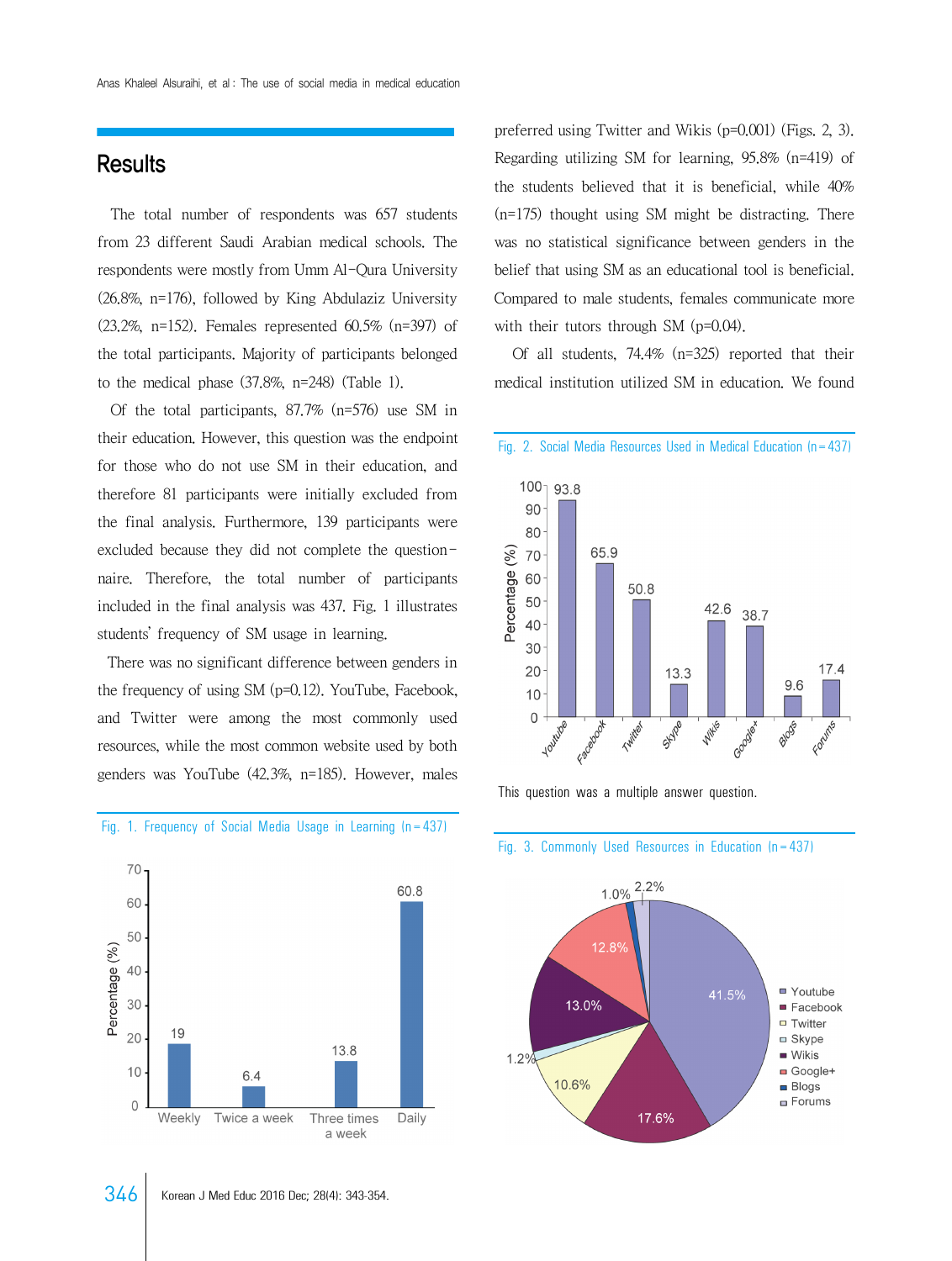## Results

The total number of respondents was 657 students from 23 different Saudi Arabian medical schools. The respondents were mostly from Umm Al-Qura University (26.8%, n=176), followed by King Abdulaziz University (23.2%, n=152). Females represented 60.5% (n=397) of the total participants. Majority of participants belonged to the medical phase (37.8%, n=248) (Table 1).

Of the total participants, 87.7% (n=576) use SM in their education. However, this question was the endpoint for those who do not use SM in their education, and therefore 81 participants were initially excluded from the final analysis. Furthermore, 139 participants were excluded because they did not complete the questionnaire. Therefore, the total number of participants included in the final analysis was 437. Fig. 1 illustrates students' frequency of SM usage in learning.

There was no significant difference between genders in the frequency of using SM (p=0.12). YouTube, Facebook, and Twitter were among the most commonly used resources, while the most common website used by both genders was YouTube (42.3%, n=185). However, males preferred using Twitter and Wikis (p=0.001) (Figs. 2, 3). Regarding utilizing SM for learning, 95.8% (n=419) of the students believed that it is beneficial, while 40% (n=175) thought using SM might be distracting. There was no statistical significance between genders in the belief that using SM as an educational tool is beneficial. Compared to male students, females communicate more with their tutors through SM (p=0.04).

Of all students, 74.4% (n=325) reported that their medical institution utilized SM in education. We found

Fig. 1. Frequency of Social Media Usage in Learning (n=437)

| Frequency | Percentage (%) |
|---|---|
| Weekly | 19 |
| Twice a week | 6.4 |
| Three times a week | 13.8 |
| Daily | 60.8 |

Fig. 2. Social Media Resources Used in Medical Education (n=437)

| Resource | Percentage (%) |
|---|---|
| Youtube | 93.8 |
| Facebook | 65.9 |
| Twitter | 50.8 |
| Skype | 13.3 |
| Wikis | 42.6 |
| Google+ | 38.7 |
| Blogs | 9.6 |
| Forums | 17.4 |

This question was a multiple answer question.

Fig. 3. Commonly Used Resources in Education (n=437)

| Resource | Percentage |
|---|---|
| Youtube | 41.5% |
| Facebook | 17.6% |
| Twitter | 10.6% |
| Skype | 1.2% |
| Wikis | 13.0% |
| Google+ | 12.8% |
| Blogs | 1.0% |
| Forums | 2.2% |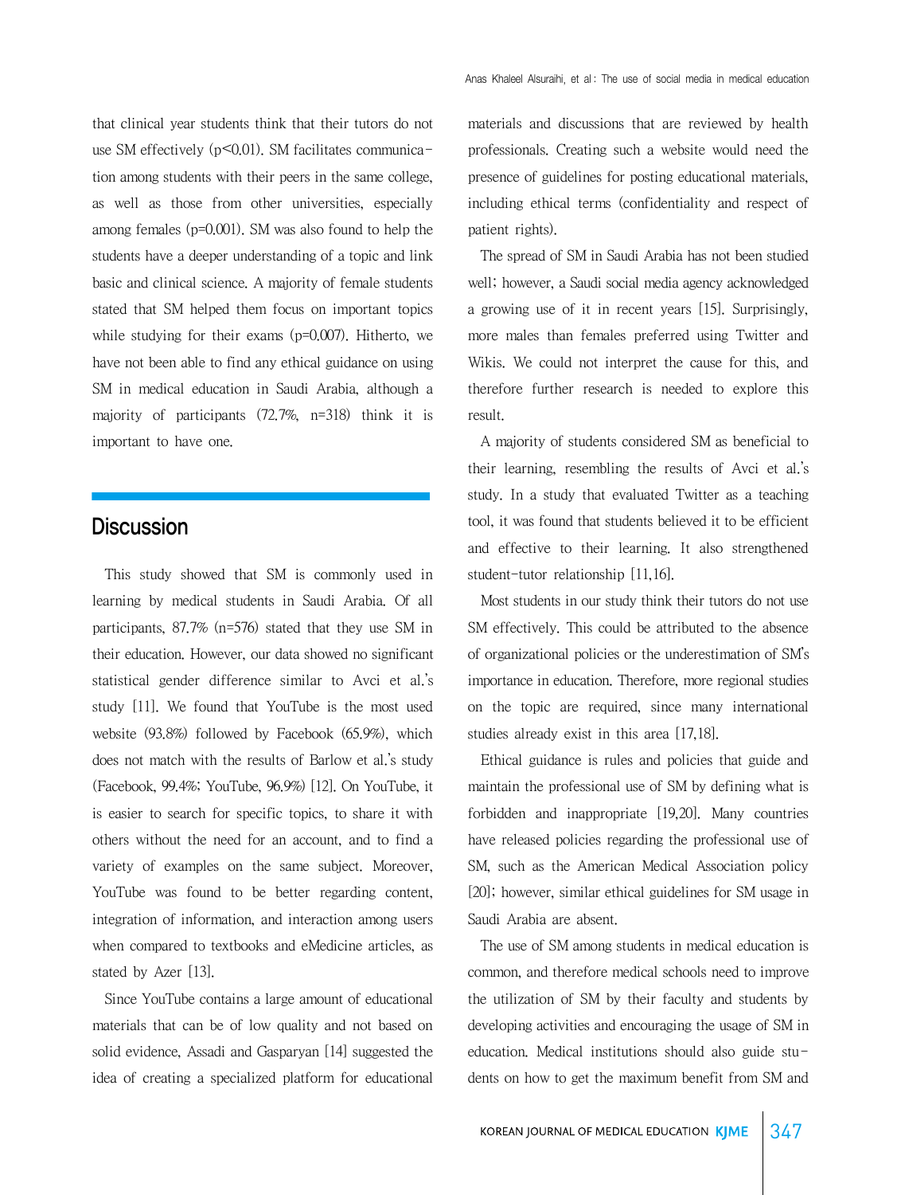that clinical year students think that their tutors do not use SM effectively ($p<0.01$). SM facilitates communication among students with their peers in the same college, as well as those from other universities, especially among females ($p=0.001$). SM was also found to help the students have a deeper understanding of a topic and link basic and clinical science. A majority of female students stated that SM helped them focus on important topics while studying for their exams ($p=0.007$). Hitherto, we have not been able to find any ethical guidance on using SM in medical education in Saudi Arabia, although a majority of participants (72.7%, n=318) think it is important to have one.

## Discussion

This study showed that SM is commonly used in learning by medical students in Saudi Arabia. Of all participants, 87.7% (n=576) stated that they use SM in their education. However, our data showed no significant statistical gender difference similar to Avci et al.'s study [11]. We found that YouTube is the most used website (93.8%) followed by Facebook (65.9%), which does not match with the results of Barlow et al.'s study (Facebook, 99.4%; YouTube, 96.9%) [12]. On YouTube, it is easier to search for specific topics, to share it with others without the need for an account, and to find a variety of examples on the same subject. Moreover, YouTube was found to be better regarding content, integration of information, and interaction among users when compared to textbooks and eMedicine articles, as stated by Azer [13].

Since YouTube contains a large amount of educational materials that can be of low quality and not based on solid evidence, Assadi and Gasparyan [14] suggested the idea of creating a specialized platform for educational materials and discussions that are reviewed by health professionals. Creating such a website would need the presence of guidelines for posting educational materials, including ethical terms (confidentiality and respect of patient rights).

The spread of SM in Saudi Arabia has not been studied well; however, a Saudi social media agency acknowledged a growing use of it in recent years [15]. Surprisingly, more males than females preferred using Twitter and Wikis. We could not interpret the cause for this, and therefore further research is needed to explore this result.

A majority of students considered SM as beneficial to their learning, resembling the results of Avci et al.'s study. In a study that evaluated Twitter as a teaching tool, it was found that students believed it to be efficient and effective to their learning. It also strengthened student-tutor relationship [11,16].

Most students in our study think their tutors do not use SM effectively. This could be attributed to the absence of organizational policies or the underestimation of SM's importance in education. Therefore, more regional studies on the topic are required, since many international studies already exist in this area [17,18].

Ethical guidance is rules and policies that guide and maintain the professional use of SM by defining what is forbidden and inappropriate [19,20]. Many countries have released policies regarding the professional use of SM, such as the American Medical Association policy [20]; however, similar ethical guidelines for SM usage in Saudi Arabia are absent.

The use of SM among students in medical education is common, and therefore medical schools need to improve the utilization of SM by their faculty and students by developing activities and encouraging the usage of SM in education. Medical institutions should also guide students on how to get the maximum benefit from SM and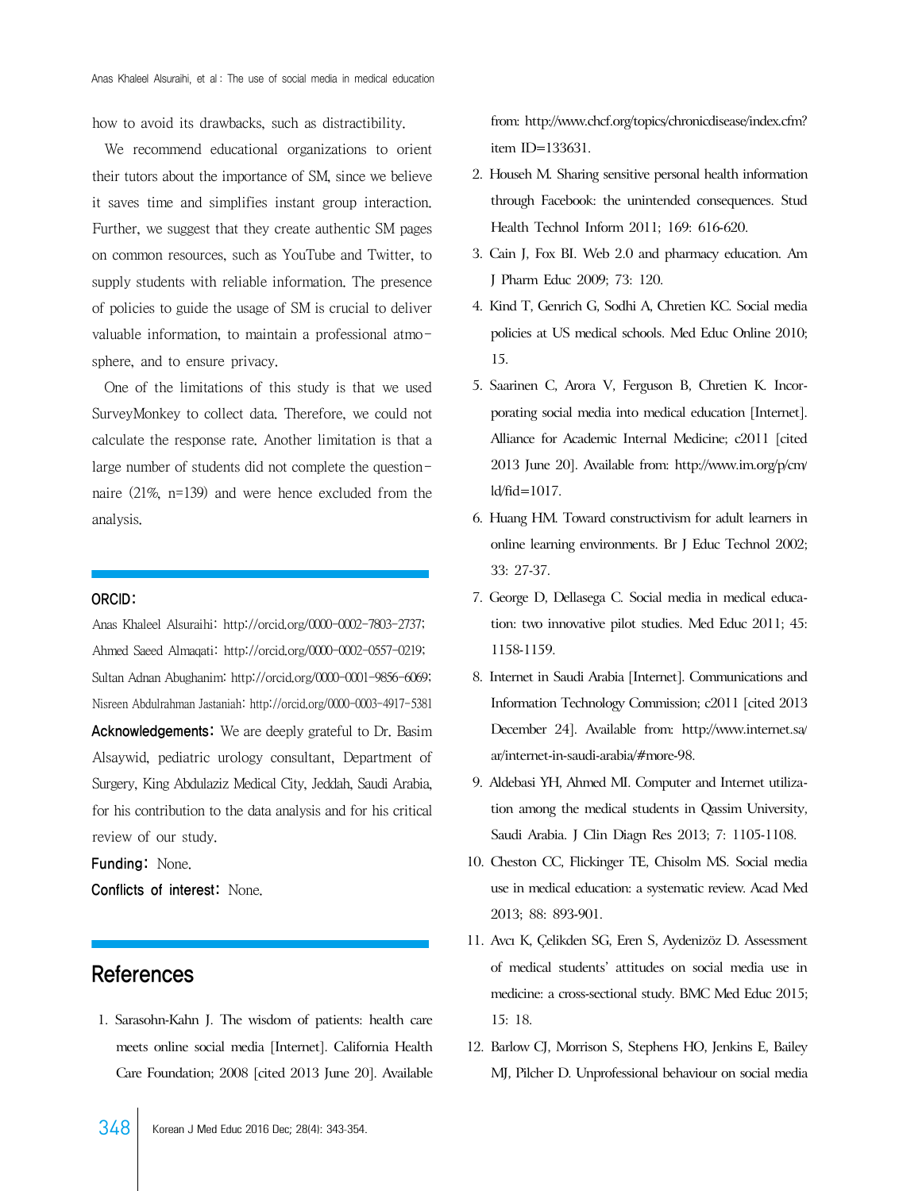how to avoid its drawbacks, such as distractibility.

We recommend educational organizations to orient their tutors about the importance of SM, since we believe it saves time and simplifies instant group interaction. Further, we suggest that they create authentic SM pages on common resources, such as YouTube and Twitter, to supply students with reliable information. The presence of policies to guide the usage of SM is crucial to deliver valuable information, to maintain a professional atmosphere, and to ensure privacy.

One of the limitations of this study is that we used SurveyMonkey to collect data. Therefore, we could not calculate the response rate. Another limitation is that a large number of students did not complete the questionnaire (21%, n=139) and were hence excluded from the analysis.

**ORCID:** Anas Khaleel Alsuraihi: http://orcid.org/0000-0002-7803-2737; Ahmed Saeed Almaqati: http://orcid.org/0000-0002-0557-0219; Sultan Adnan Abughanim: http://orcid.org/0000-0001-9856-6069; Nisreen Abdulrahman Jastaniah: http://orcid.org/0000-0003-4917-5381

**Acknowledgements:** We are deeply grateful to Dr. Basim Alsaywid, pediatric urology consultant, Department of Surgery, King Abdulaziz Medical City, Jeddah, Saudi Arabia, for his contribution to the data analysis and for his critical review of our study.

**Funding:** None.

**Conflicts of interest:** None.

# References

1. Sarasohn-Kahn J. The wisdom of patients: health care meets online social media [Internet]. California Health Care Foundation; 2008 [cited 2013 June 20]. Available from: http://www.chcf.org/topics/chronicdisease/index.cfm?item ID=133631.
2. Househ M. Sharing sensitive personal health information through Facebook: the unintended consequences. Stud Health Technol Inform 2011; 169: 616-620.
3. Cain J, Fox BI. Web 2.0 and pharmacy education. Am J Pharm Educ 2009; 73: 120.
4. Kind T, Genrich G, Sodhi A, Chretien KC. Social media policies at US medical schools. Med Educ Online 2010; 15.
5. Saarinen C, Arora V, Ferguson B, Chretien K. Incorporating social media into medical education [Internet]. Alliance for Academic Internal Medicine; c2011 [cited 2013 June 20]. Available from: http://www.im.org/p/cm/ld/fid=1017.
6. Huang HM. Toward constructivism for adult learners in online learning environments. Br J Educ Technol 2002; 33: 27-37.
7. George D, Dellasega C. Social media in medical education: two innovative pilot studies. Med Educ 2011; 45: 1158-1159.
8. Internet in Saudi Arabia [Internet]. Communications and Information Technology Commission; c2011 [cited 2013 December 24]. Available from: http://www.internet.sa/ar/internet-in-saudi-arabia/#more-98.
9. Aldebasi YH, Ahmed MI. Computer and Internet utilization among the medical students in Qassim University, Saudi Arabia. J Clin Diagn Res 2013; 7: 1105-1108.
10. Cheston CC, Flickinger TE, Chisolm MS. Social media use in medical education: a systematic review. Acad Med 2013; 88: 893-901.
11. Avcı K, Çelikden SG, Eren S, Aydenizöz D. Assessment of medical students' attitudes on social media use in medicine: a cross-sectional study. BMC Med Educ 2015; 15: 18.
12. Barlow CJ, Morrison S, Stephens HO, Jenkins E, Bailey MJ, Pilcher D. Unprofessional behaviour on social media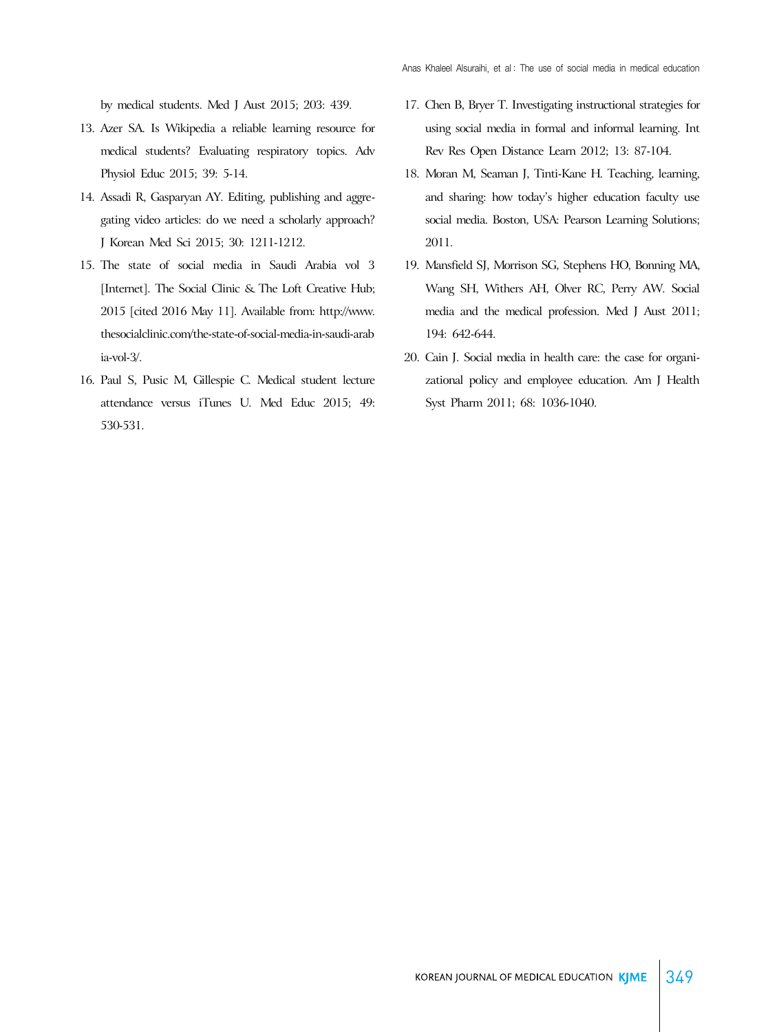by medical students. Med J Aust 2015; 203: 439.

13. Azer SA. Is Wikipedia a reliable learning resource for medical students? Evaluating respiratory topics. Adv Physiol Educ 2015; 39: 5-14.
14. Assadi R, Gasparyan AY. Editing, publishing and aggregating video articles: do we need a scholarly approach? J Korean Med Sci 2015; 30: 1211-1212.
15. The state of social media in Saudi Arabia vol 3 [Internet]. The Social Clinic & The Loft Creative Hub; 2015 [cited 2016 May 11]. Available from: http://www.thesocialclinic.com/the-state-of-social-media-in-saudi-arabia-vol-3/.
16. Paul S, Pusic M, Gillespie C. Medical student lecture attendance versus iTunes U. Med Educ 2015; 49: 530-531.
17. Chen B, Bryer T. Investigating instructional strategies for using social media in formal and informal learning. Int Rev Res Open Distance Learn 2012; 13: 87-104.
18. Moran M, Seaman J, Tinti-Kane H. Teaching, learning, and sharing: how today's higher education faculty use social media. Boston, USA: Pearson Learning Solutions; 2011.
19. Mansfield SJ, Morrison SG, Stephens HO, Bonning MA, Wang SH, Withers AH, Olver RC, Perry AW. Social media and the medical profession. Med J Aust 2011; 194: 642-644.
20. Cain J. Social media in health care: the case for organizational policy and employee education. Am J Health Syst Pharm 2011; 68: 1036-1040.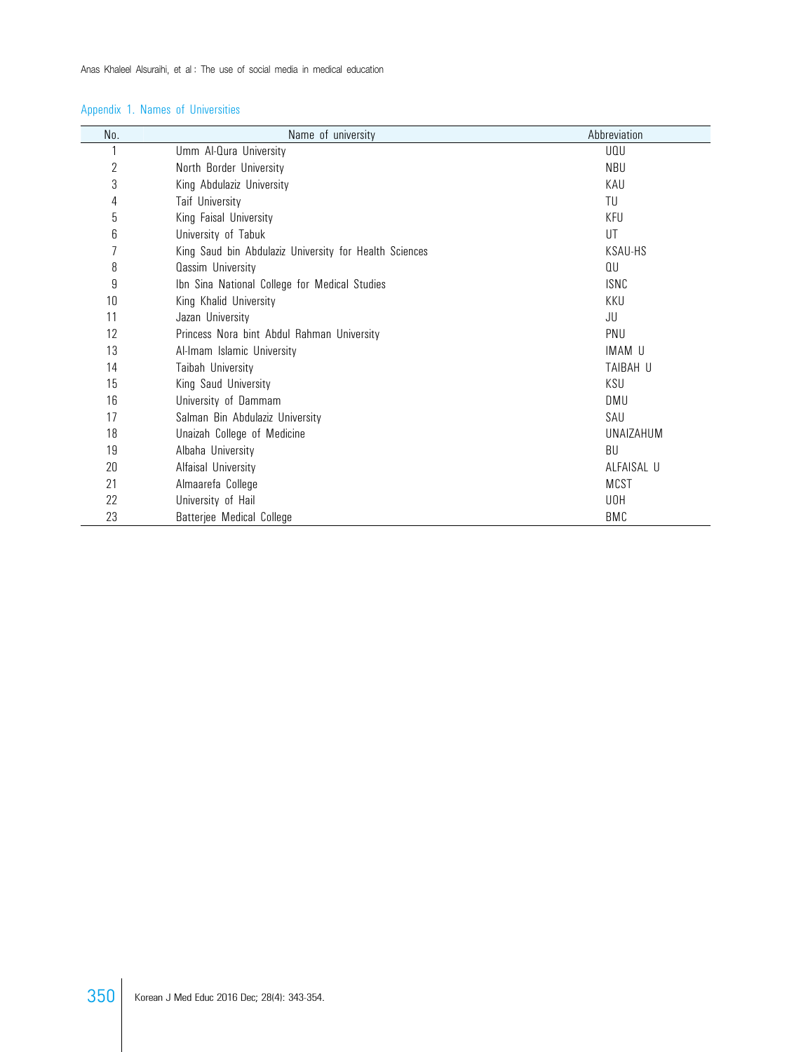Appendix 1. Names of Universities

| No. | Name of university | Abbreviation |
|---|---|---|
| 1 | Umm Al-Qura University | UQU |
| 2 | North Border University | NBU |
| 3 | King Abdulaziz University | KAU |
| 4 | Taif University | TU |
| 5 | King Faisal University | KFU |
| 6 | University of Tabuk | UT |
| 7 | King Saud bin Abdulaziz University for Health Sciences | KSAU-HS |
| 8 | Qassim University | QU |
| 9 | Ibn Sina National College for Medical Studies | ISNC |
| 10 | King Khalid University | KKU |
| 11 | Jazan University | JU |
| 12 | Princess Nora bint Abdul Rahman University | PNU |
| 13 | Al-Imam Islamic University | IMAM U |
| 14 | Taibah University | TAIBAH U |
| 15 | King Saud University | KSU |
| 16 | University of Dammam | DMU |
| 17 | Salman Bin Abdulaziz University | SAU |
| 18 | Unaizah College of Medicine | UNAIZAHUM |
| 19 | Albaha University | BU |
| 20 | Alfaisal University | ALFAISAL U |
| 21 | Almaarefa College | MCST |
| 22 | University of Hail | UOH |
| 23 | Batterjee Medical College | BMC |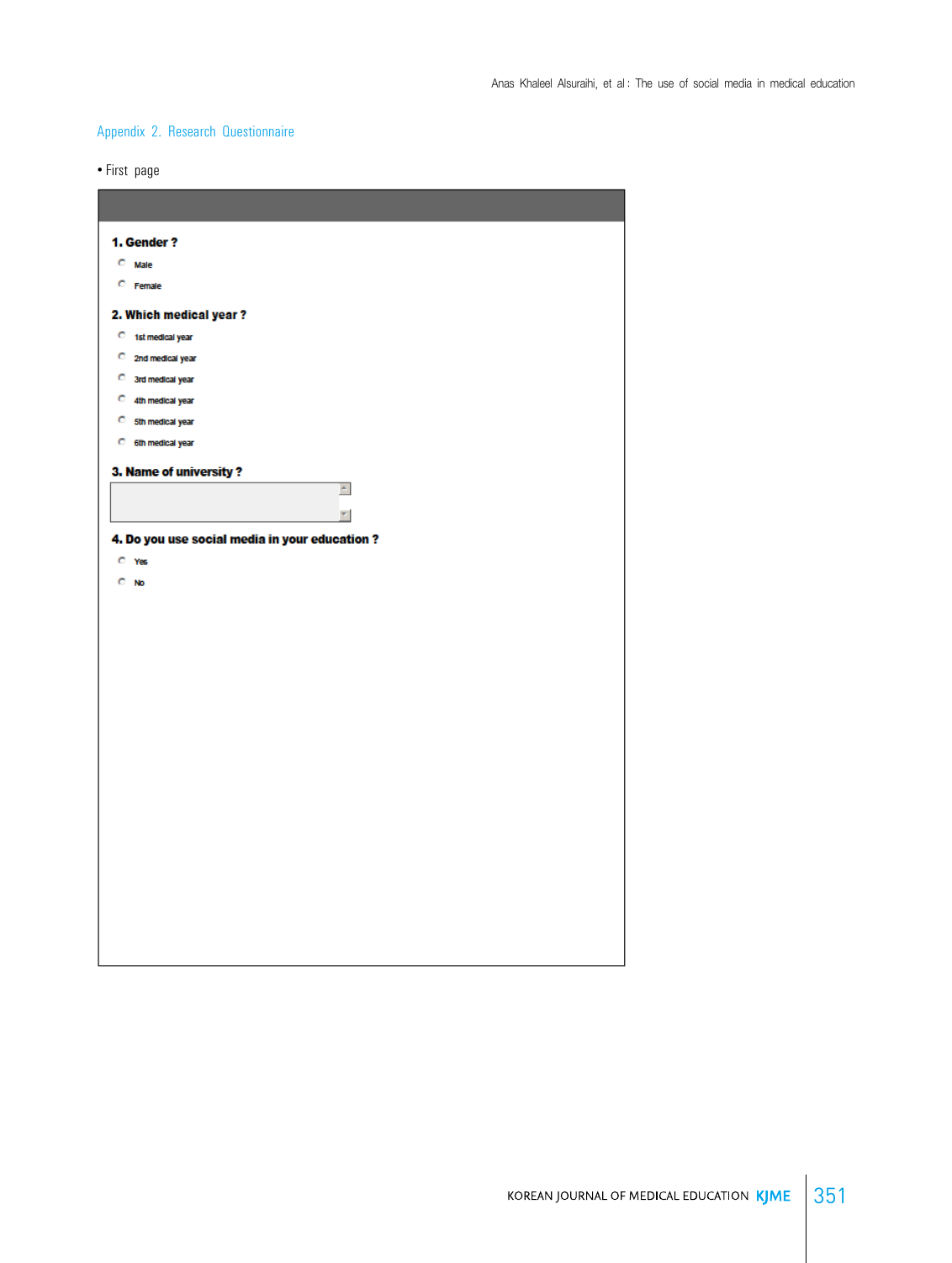## Appendix 2. Research Questionnaire

• First page

**1. Gender ?**

- Male
- Female

**2. Which medical year ?**

- 1st medical year
- 2nd medical year
- 3rd medical year
- 4th medical year
- 5th medical year
- 6th medical year

**3. Name of university ?**

**4. Do you use social media in your education ?**

- Yes
- No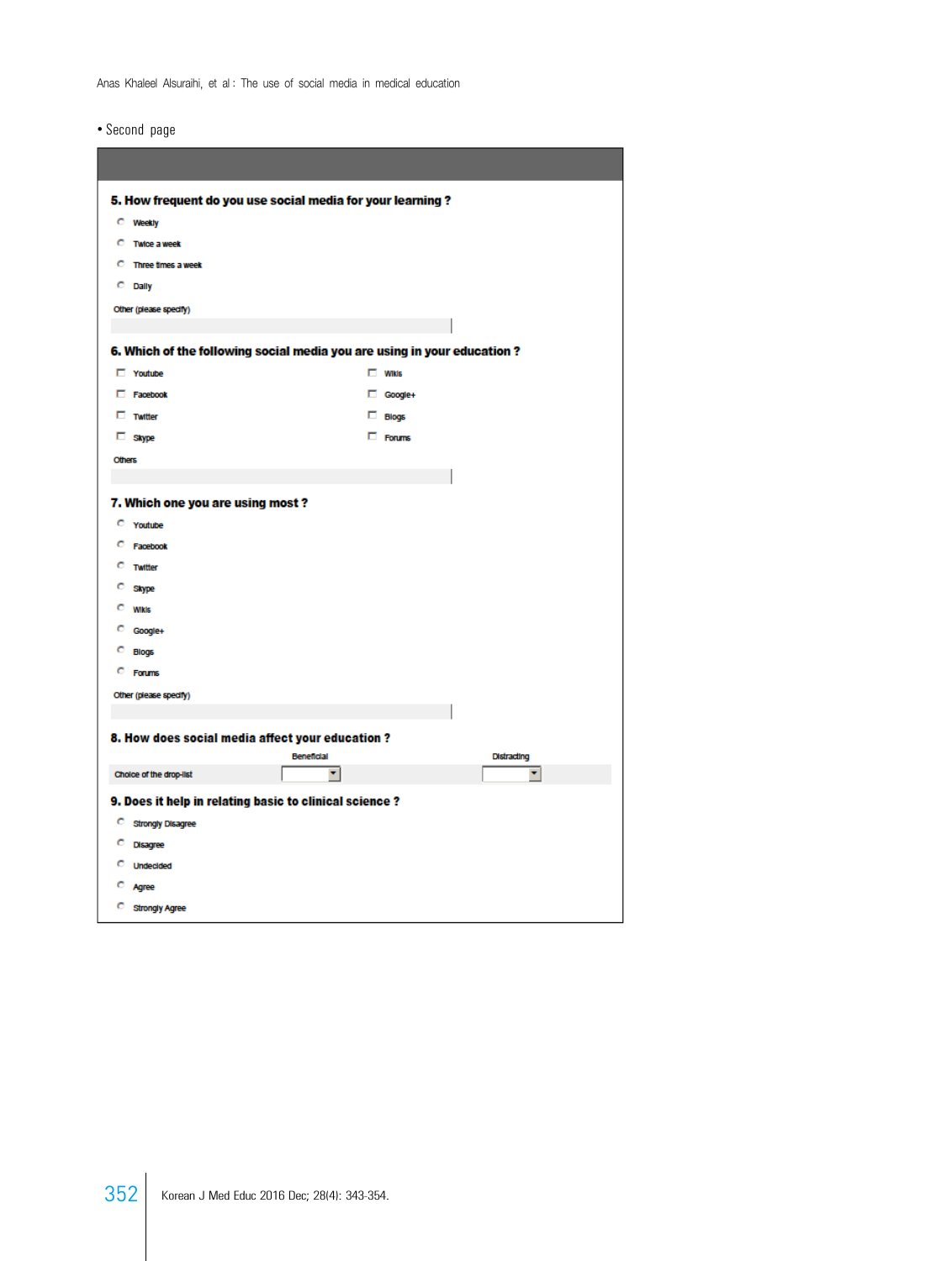• Second page

**5. How frequent do you use social media for your learning ?**

- Weekly
- Twice a week
- Three times a week
- Daily

Other (please specify)

**6. Which of the following social media you are using in your education ?**

- Youtube
- Facebook
- Twitter
- Skype
- Wikis
- Google+
- Blogs
- Forums

Others

**7. Which one you are using most ?**

- Youtube
- Facebook
- Twitter
- Skype
- Wikis
- Google+
- Blogs
- Forums

Other (please specify)

**8. How does social media affect your education ?**

| | Beneficial | Distracting |
|---|---|---|
| Choice of the drop-list | | |

**9. Does it help in relating basic to clinical science ?**

- Strongly Disagree
- Disagree
- Undecided
- Agree
- Strongly Agree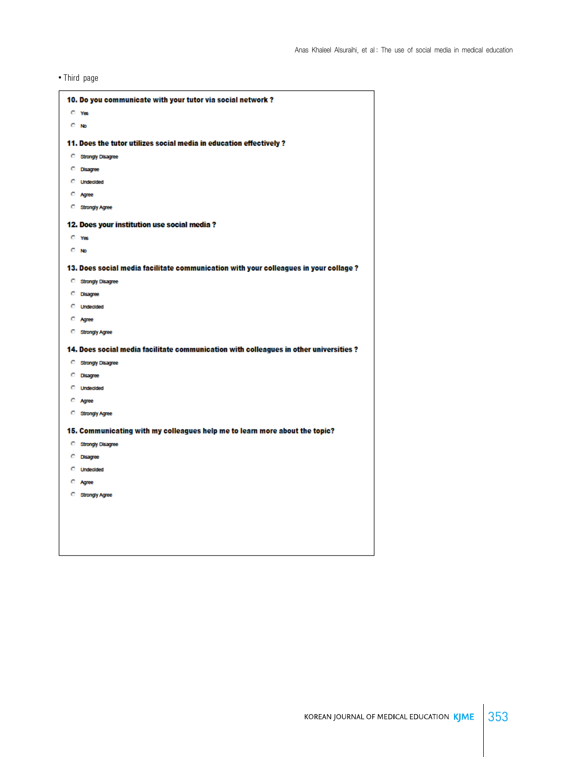• Third page

**10. Do you communicate with your tutor via social network ?**

- Yes
- No

**11. Does the tutor utilizes social media in education effectively ?**

- Strongly Disagree
- Disagree
- Undecided
- Agree
- Strongly Agree

**12. Does your institution use social media ?**

- Yes
- No

**13. Does social media facilitate communication with your colleagues in your collage ?**

- Strongly Disagree
- Disagree
- Undecided
- Agree
- Strongly Agree

**14. Does social media facilitate communication with colleagues in other universities ?**

- Strongly Disagree
- Disagree
- Undecided
- Agree
- Strongly Agree

**15. Communicating with my colleagues help me to learn more about the topic?**

- Strongly Disagree
- Disagree
- Undecided
- Agree
- Strongly Agree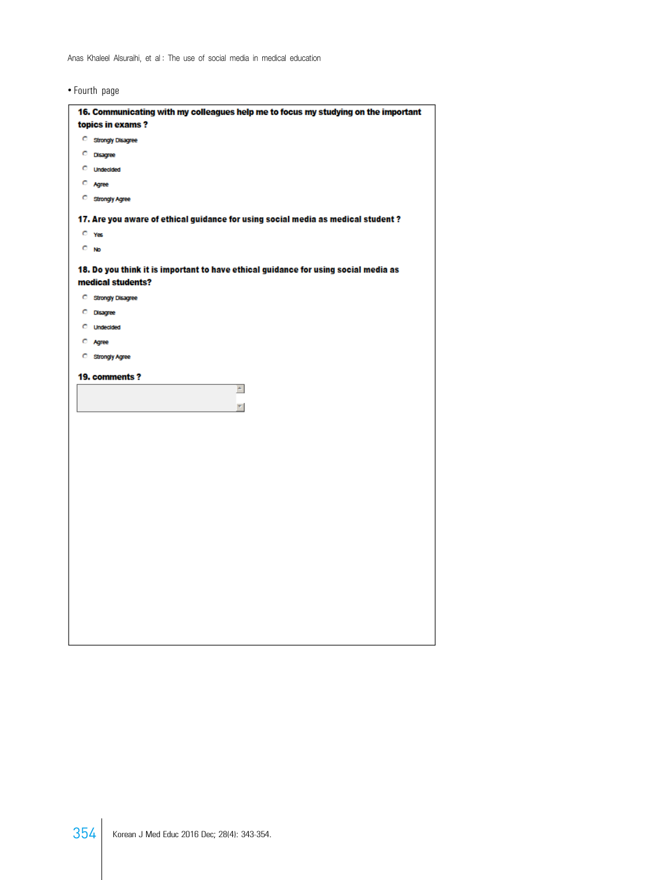• Fourth page

**16. Communicating with my colleagues help me to focus my studying on the important topics in exams ?**

- Strongly Disagree
- Disagree
- Undecided
- Agree
- Strongly Agree

**17. Are you aware of ethical guidance for using social media as medical student ?**

- Yes
- No

**18. Do you think it is important to have ethical guidance for using social media as medical students?**

- Strongly Disagree
- Disagree
- Undecided
- Agree
- Strongly Agree

**19. comments ?**